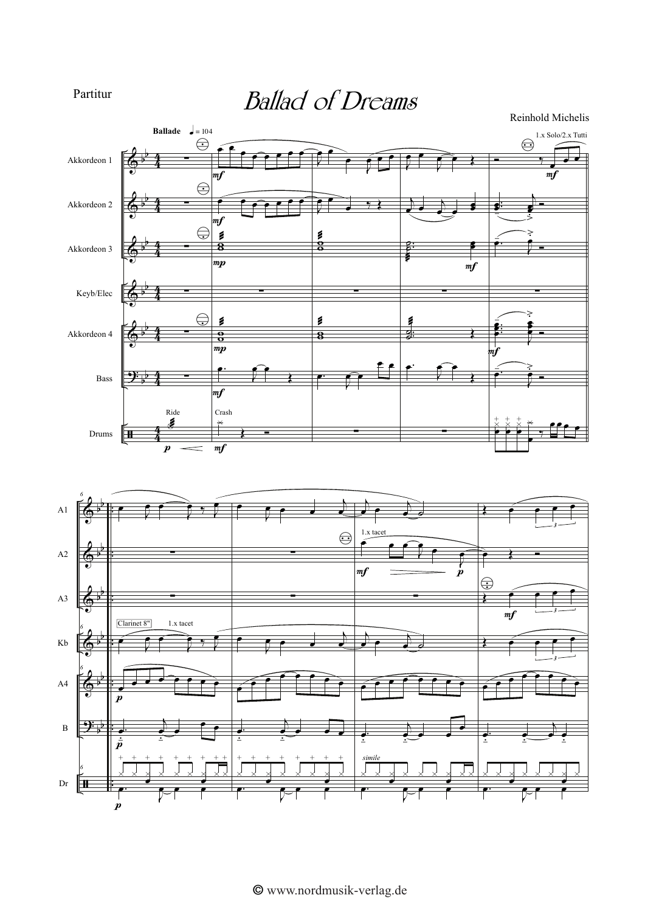Partitur

# Ballad of Dreams

Reinhold Michelis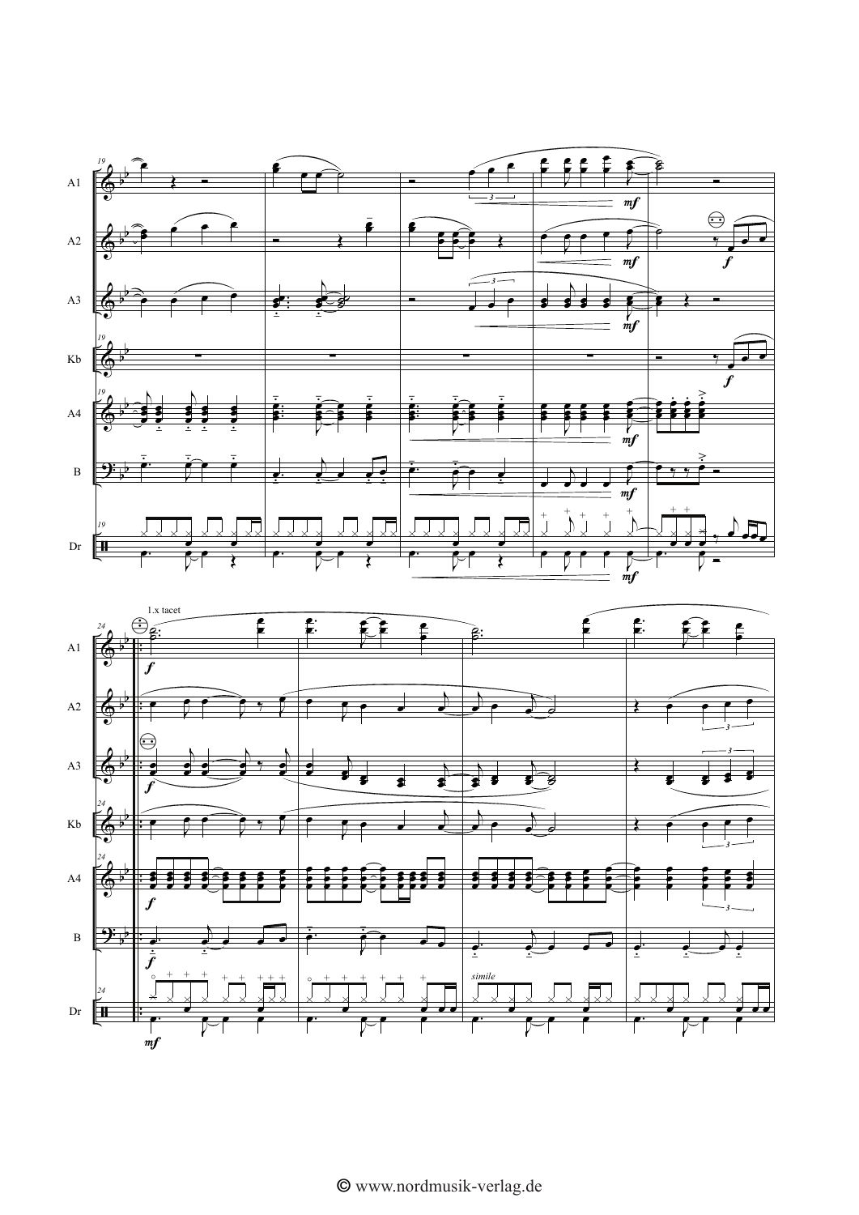© www.nordmusik-verlag.de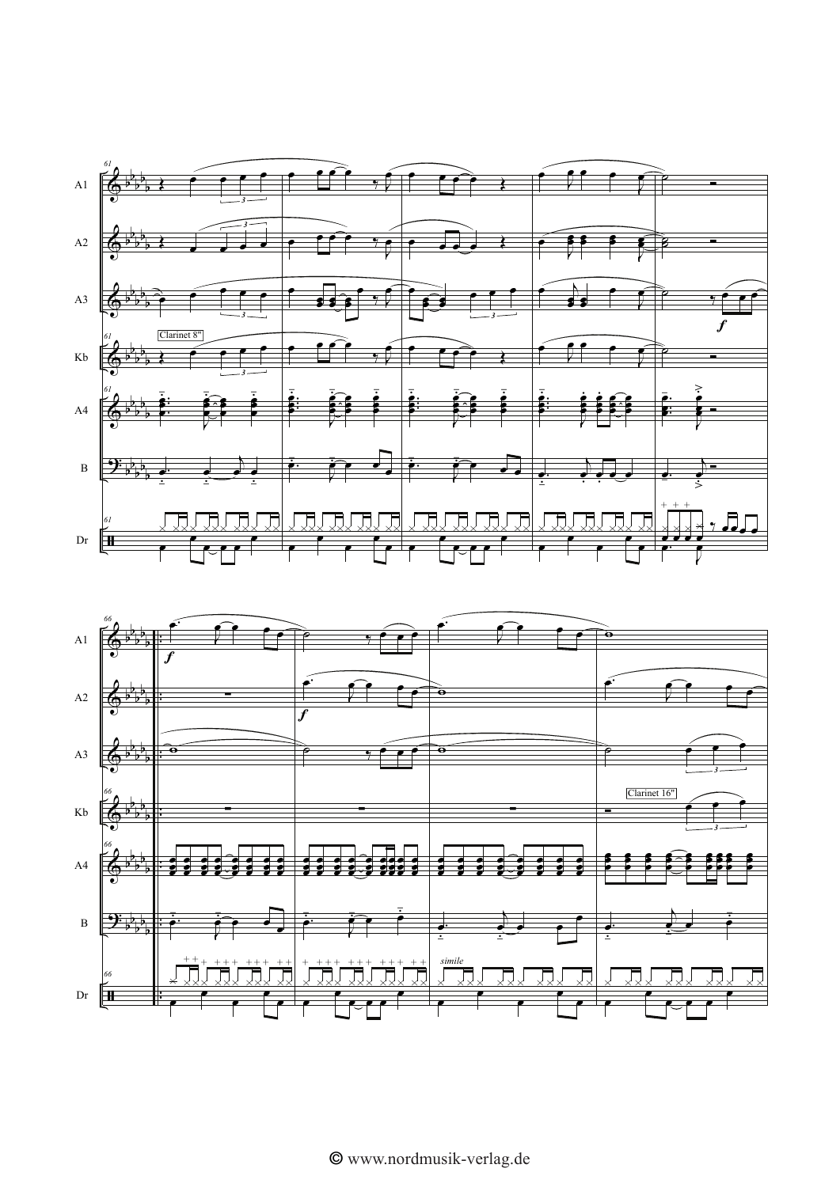© www.nordmusik-verlag.de